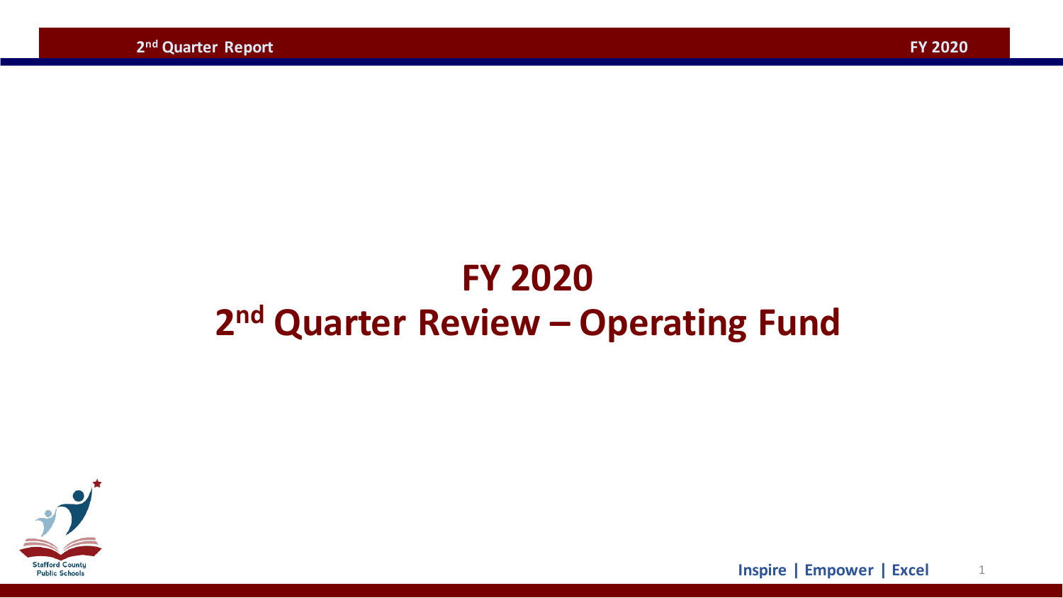# FY 2020

# 2nd Quarter Review – Operating Fund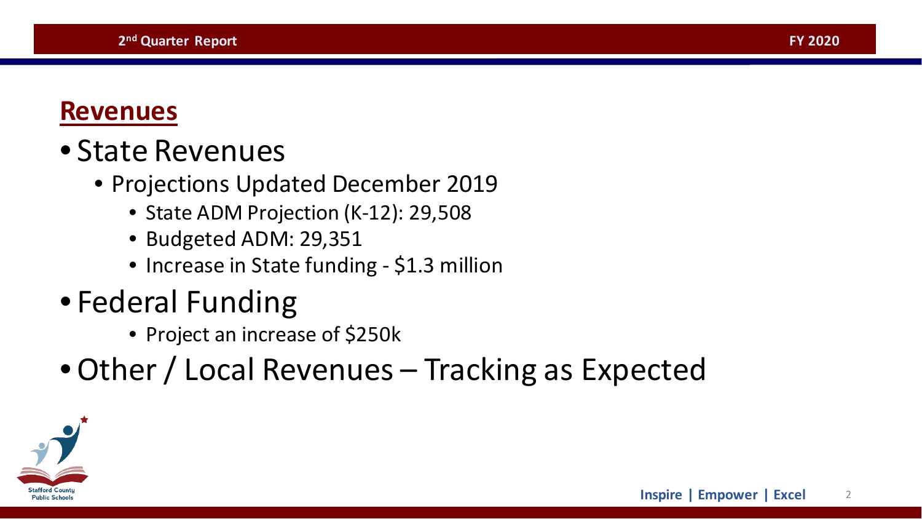## Revenues

- State Revenues
  - Projections Updated December 2019
    - State ADM Projection (K-12): 29,508
    - Budgeted ADM: 29,351
    - Increase in State funding - $1.3 million
- Federal Funding
  - Project an increase of $250k
- Other / Local Revenues – Tracking as Expected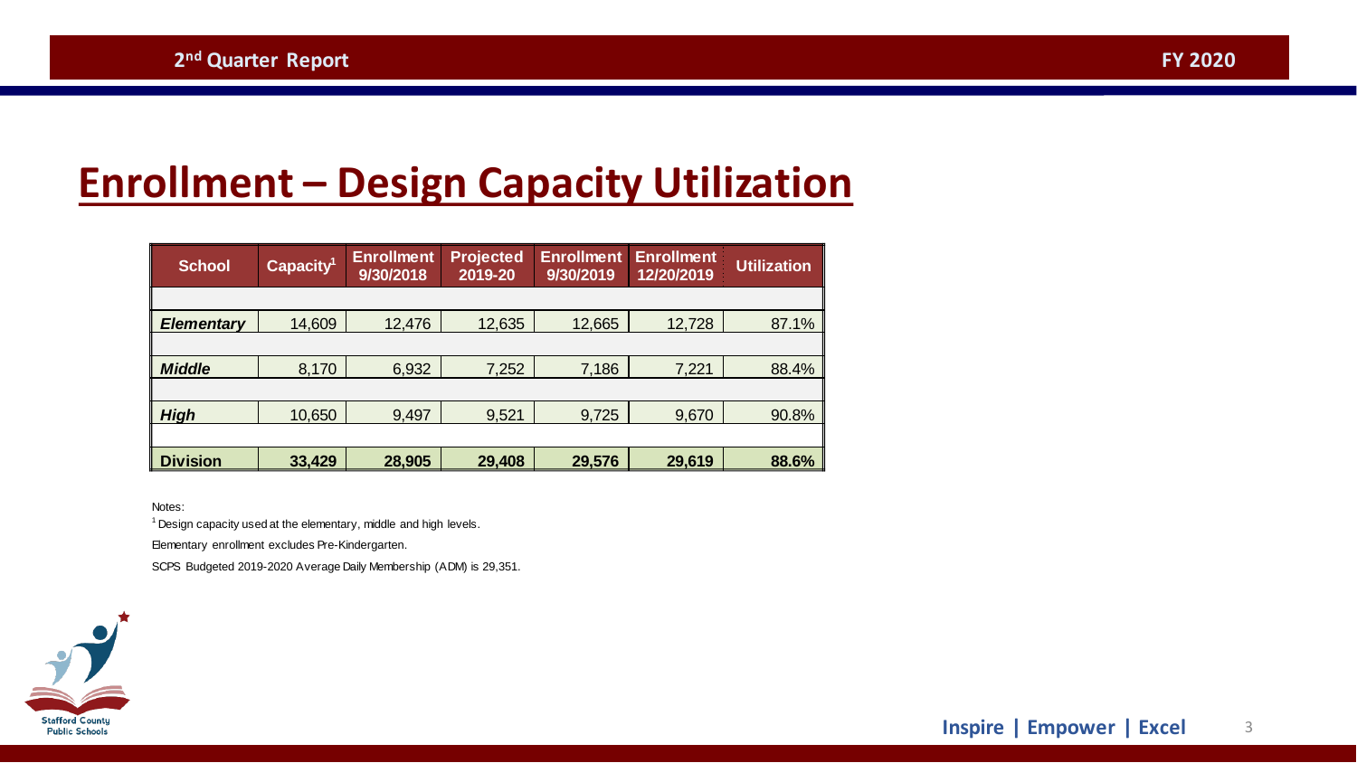# Enrollment – Design Capacity Utilization

| School | Capacity[1] | Enrollment 9/30/2018 | Projected 2019-20 | Enrollment 9/30/2019 | Enrollment 12/20/2019 | Utilization |
|---|---|---|---|---|---|---|
| ***Elementary*** | 14,609 | 12,476 | 12,635 | 12,665 | 12,728 | 87.1% |
| ***Middle*** | 8,170 | 6,932 | 7,252 | 7,186 | 7,221 | 88.4% |
| ***High*** | 10,650 | 9,497 | 9,521 | 9,725 | 9,670 | 90.8% |
| **Division** | **33,429** | **28,905** | **29,408** | **29,576** | **29,619** | **88.6%** |

Notes:

[1] Design capacity used at the elementary, middle and high levels.

Elementary enrollment excludes Pre-Kindergarten.

SCPS Budgeted 2019-2020 Average Daily Membership (ADM) is 29,351.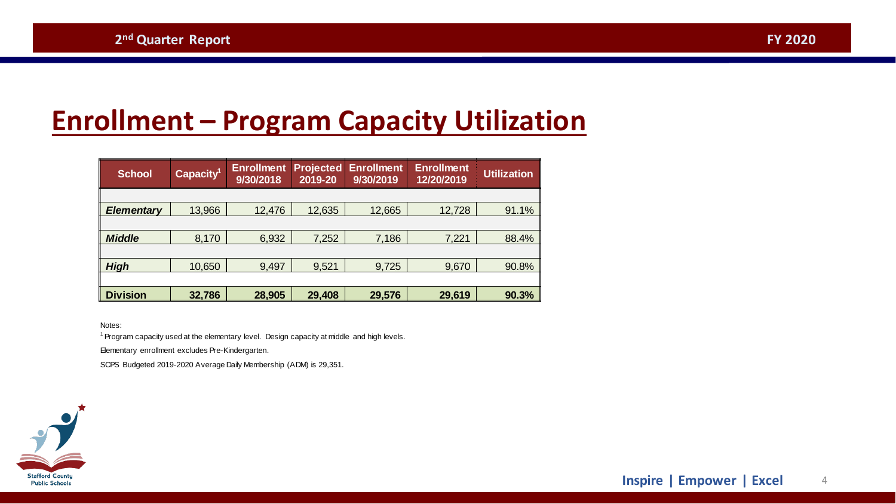# Enrollment – Program Capacity Utilization

| School | Capacity[1] | Enrollment 9/30/2018 | Projected 2019-20 | Enrollment 9/30/2019 | Enrollment 12/20/2019 | Utilization |
|---|---|---|---|---|---|---|
| ***Elementary*** | 13,966 | 12,476 | 12,635 | 12,665 | 12,728 | 91.1% |
| ***Middle*** | 8,170 | 6,932 | 7,252 | 7,186 | 7,221 | 88.4% |
| ***High*** | 10,650 | 9,497 | 9,521 | 9,725 | 9,670 | 90.8% |
| **Division** | **32,786** | **28,905** | **29,408** | **29,576** | **29,619** | **90.3%** |

Notes:

[1] Program capacity used at the elementary level. Design capacity at middle and high levels.

Elementary enrollment excludes Pre-Kindergarten.

SCPS Budgeted 2019-2020 Average Daily Membership (ADM) is 29,351.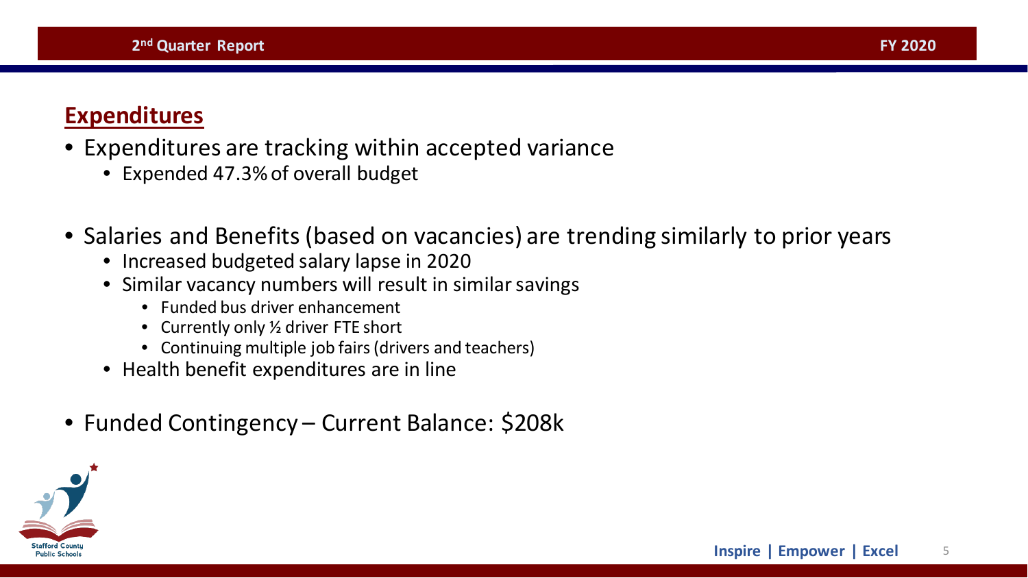## Expenditures

- Expenditures are tracking within accepted variance
  - Expended 47.3% of overall budget
- Salaries and Benefits (based on vacancies) are trending similarly to prior years
  - Increased budgeted salary lapse in 2020
  - Similar vacancy numbers will result in similar savings
    - Funded bus driver enhancement
    - Currently only ½ driver FTE short
    - Continuing multiple job fairs (drivers and teachers)
  - Health benefit expenditures are in line
- Funded Contingency – Current Balance: $208k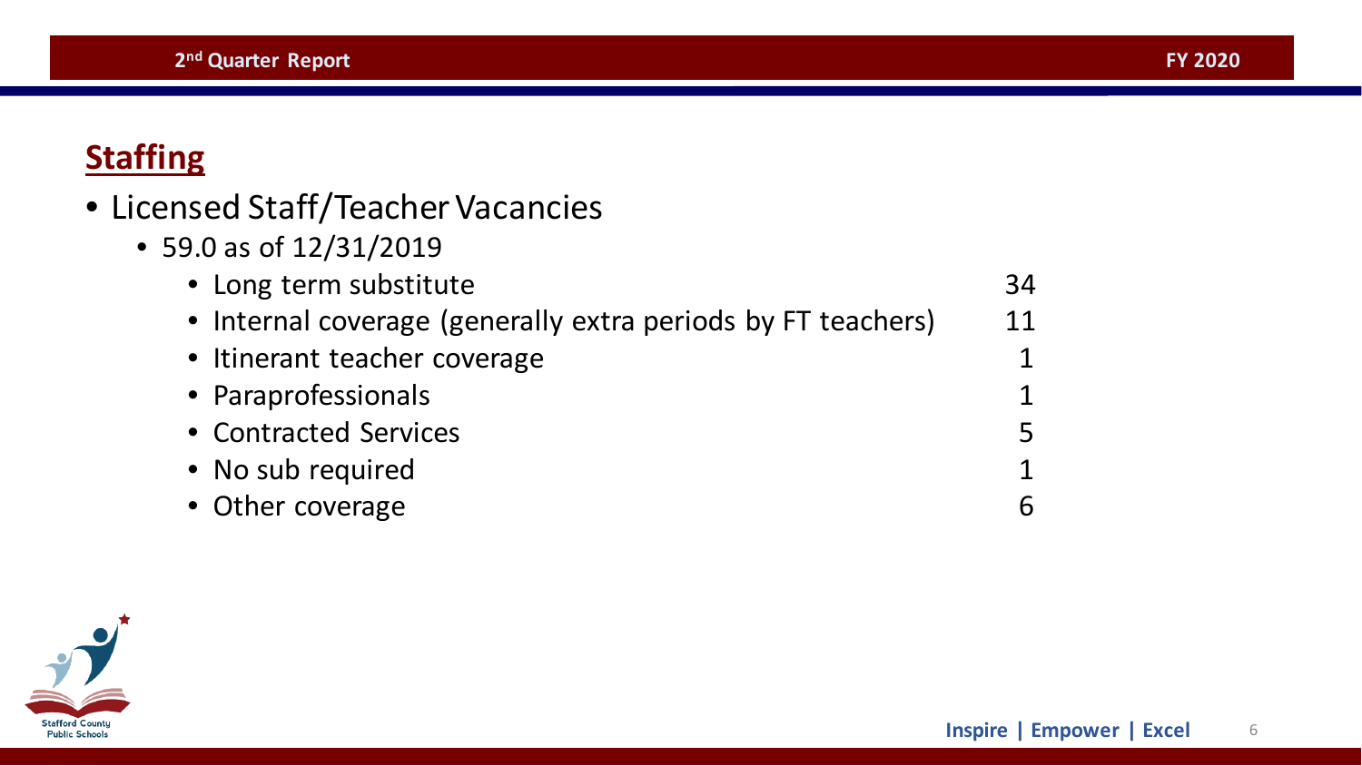## Staffing

- Licensed Staff/Teacher Vacancies
  - 59.0 as of 12/31/2019

| Coverage | Count |
| --- | --- |
| Long term substitute | 34 |
| Internal coverage (generally extra periods by FT teachers) | 11 |
| Itinerant teacher coverage | 1 |
| Paraprofessionals | 1 |
| Contracted Services | 5 |
| No sub required | 1 |
| Other coverage | 6 |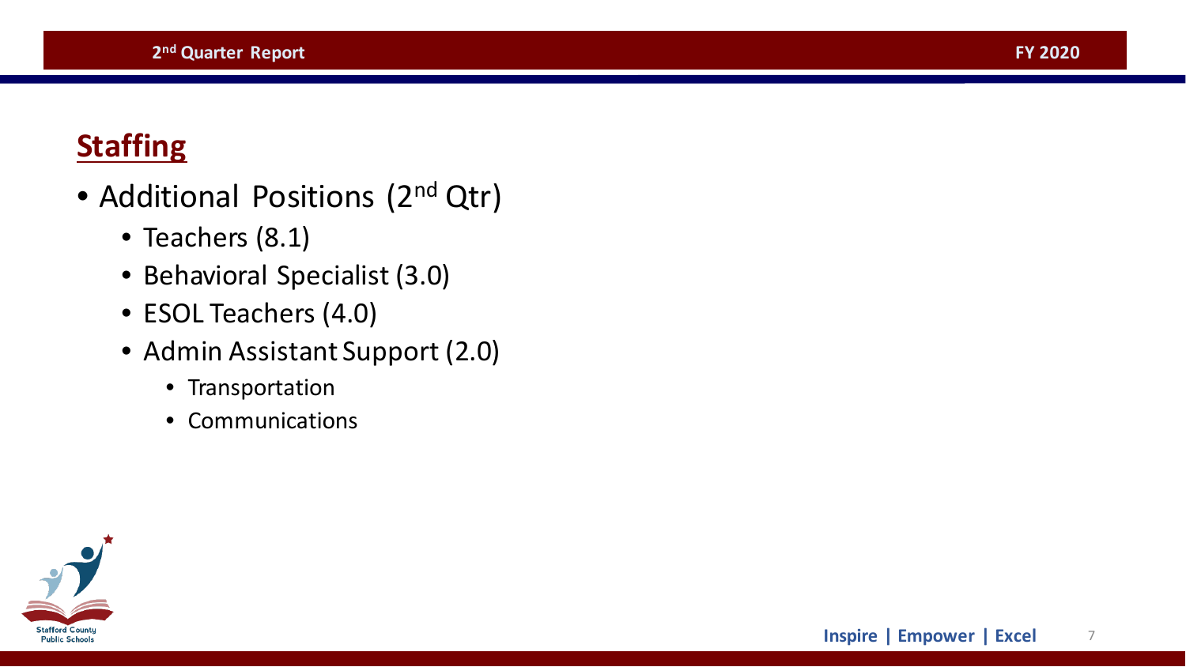## Staffing

- Additional Positions (2nd Qtr)
  - Teachers (8.1)
  - Behavioral Specialist (3.0)
  - ESOL Teachers (4.0)
  - Admin Assistant Support (2.0)
    - Transportation
    - Communications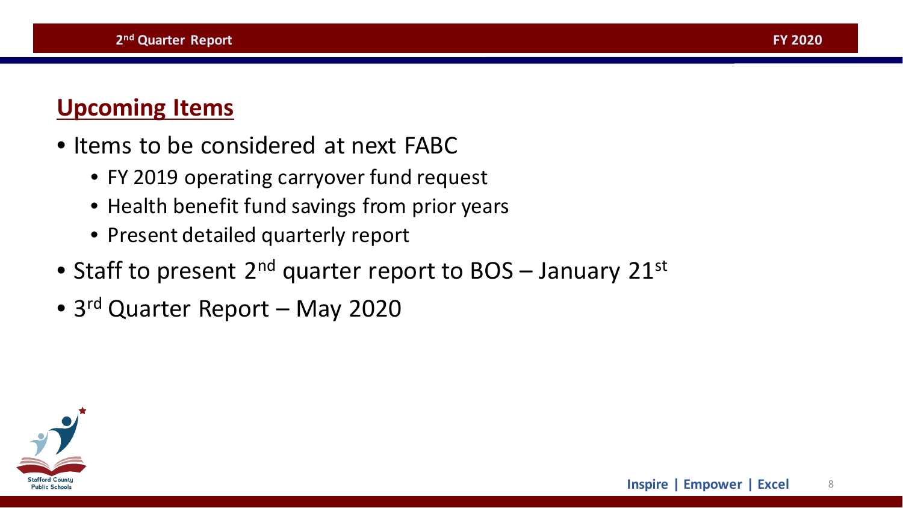## Upcoming Items

- Items to be considered at next FABC
  - FY 2019 operating carryover fund request
  - Health benefit fund savings from prior years
  - Present detailed quarterly report
- Staff to present 2nd quarter report to BOS – January 21st
- 3rd Quarter Report – May 2020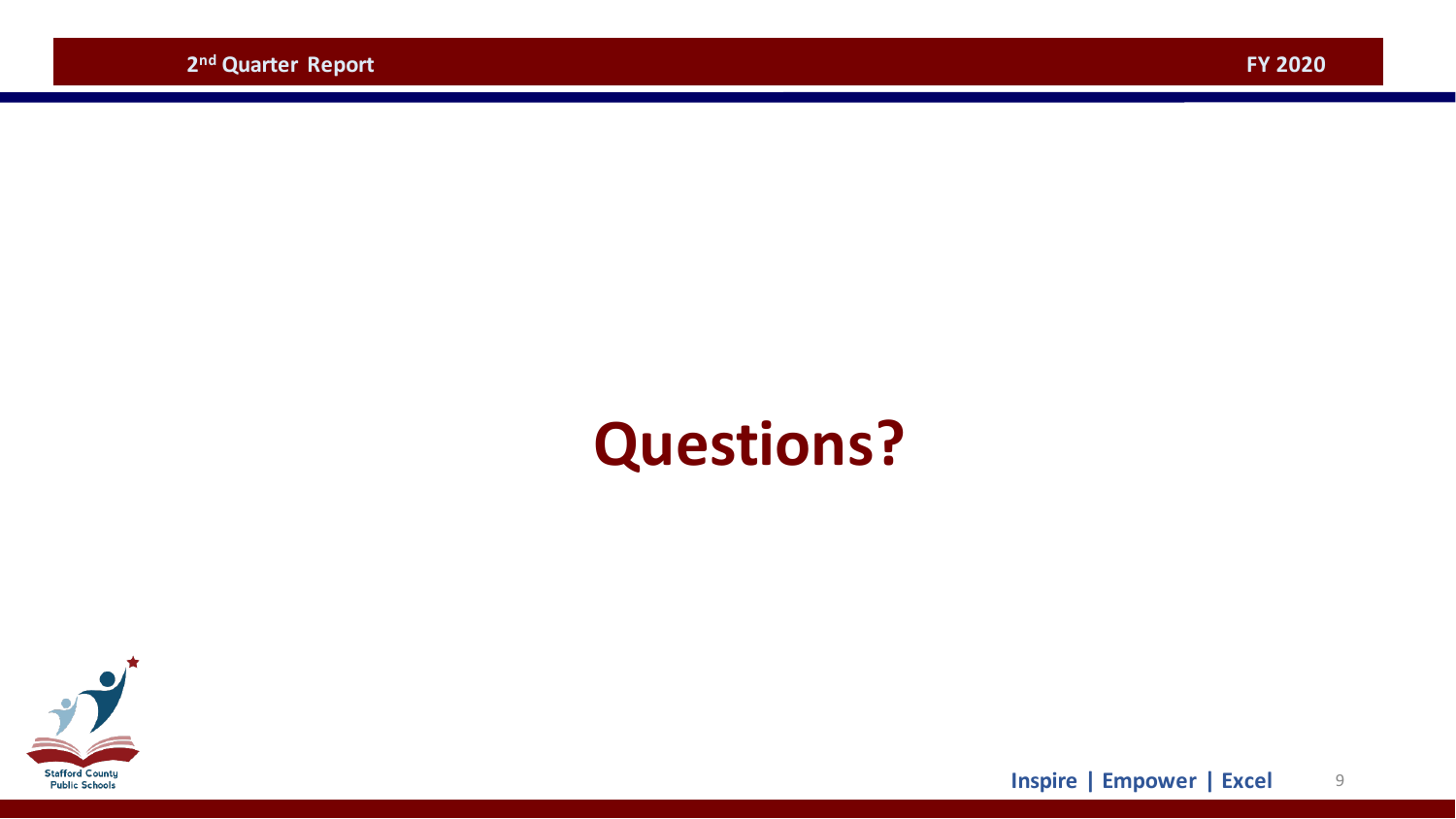# Questions?